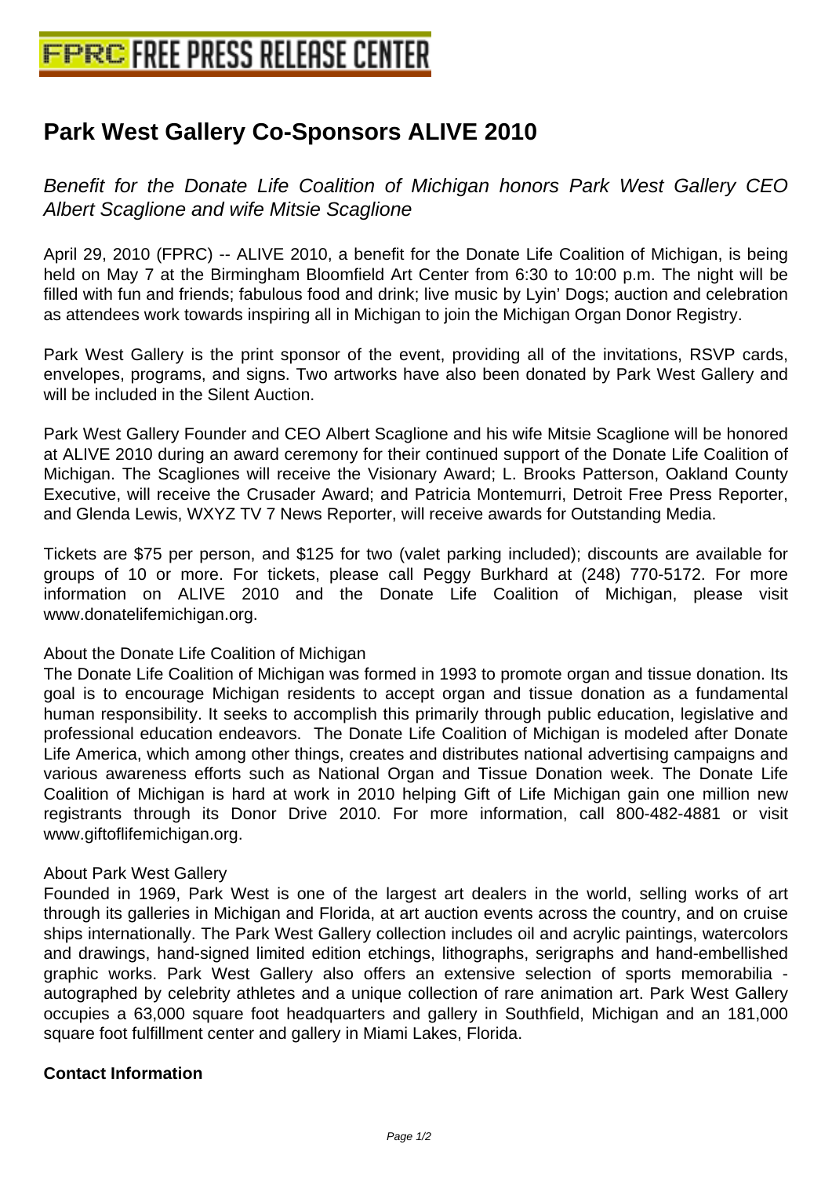# Park West Gallery Co-Sponsors ALIVE 2010

*Benefit for the Donate Life Coalition of Michigan honors Park West Gallery CEO Albert Scaglione and wife Mitsie Scaglione*

April 29, 2010 (FPRC) -- ALIVE 2010, a benefit for the Donate Life Coalition of Michigan, is being held on May 7 at the Birmingham Bloomfield Art Center from 6:30 to 10:00 p.m. The night will be filled with fun and friends; fabulous food and drink; live music by Lyin' Dogs; auction and celebration as attendees work towards inspiring all in Michigan to join the Michigan Organ Donor Registry.

Park West Gallery is the print sponsor of the event, providing all of the invitations, RSVP cards, envelopes, programs, and signs. Two artworks have also been donated by Park West Gallery and will be included in the Silent Auction.

Park West Gallery Founder and CEO Albert Scaglione and his wife Mitsie Scaglione will be honored at ALIVE 2010 during an award ceremony for their continued support of the Donate Life Coalition of Michigan. The Scagliones will receive the Visionary Award; L. Brooks Patterson, Oakland County Executive, will receive the Crusader Award; and Patricia Montemurri, Detroit Free Press Reporter, and Glenda Lewis, WXYZ TV 7 News Reporter, will receive awards for Outstanding Media.

Tickets are $75 per person, and $125 for two (valet parking included); discounts are available for groups of 10 or more. For tickets, please call Peggy Burkhard at (248) 770-5172. For more information on ALIVE 2010 and the Donate Life Coalition of Michigan, please visit www.donatelifemichigan.org.

About the Donate Life Coalition of Michigan

The Donate Life Coalition of Michigan was formed in 1993 to promote organ and tissue donation. Its goal is to encourage Michigan residents to accept organ and tissue donation as a fundamental human responsibility. It seeks to accomplish this primarily through public education, legislative and professional education endeavors. The Donate Life Coalition of Michigan is modeled after Donate Life America, which among other things, creates and distributes national advertising campaigns and various awareness efforts such as National Organ and Tissue Donation week. The Donate Life Coalition of Michigan is hard at work in 2010 helping Gift of Life Michigan gain one million new registrants through its Donor Drive 2010. For more information, call 800-482-4881 or visit www.giftoflifemichigan.org.

About Park West Gallery

Founded in 1969, Park West is one of the largest art dealers in the world, selling works of art through its galleries in Michigan and Florida, at art auction events across the country, and on cruise ships internationally. The Park West Gallery collection includes oil and acrylic paintings, watercolors and drawings, hand-signed limited edition etchings, lithographs, serigraphs and hand-embellished graphic works. Park West Gallery also offers an extensive selection of sports memorabilia - autographed by celebrity athletes and a unique collection of rare animation art. Park West Gallery occupies a 63,000 square foot headquarters and gallery in Southfield, Michigan and an 181,000 square foot fulfillment center and gallery in Miami Lakes, Florida.

**Contact Information**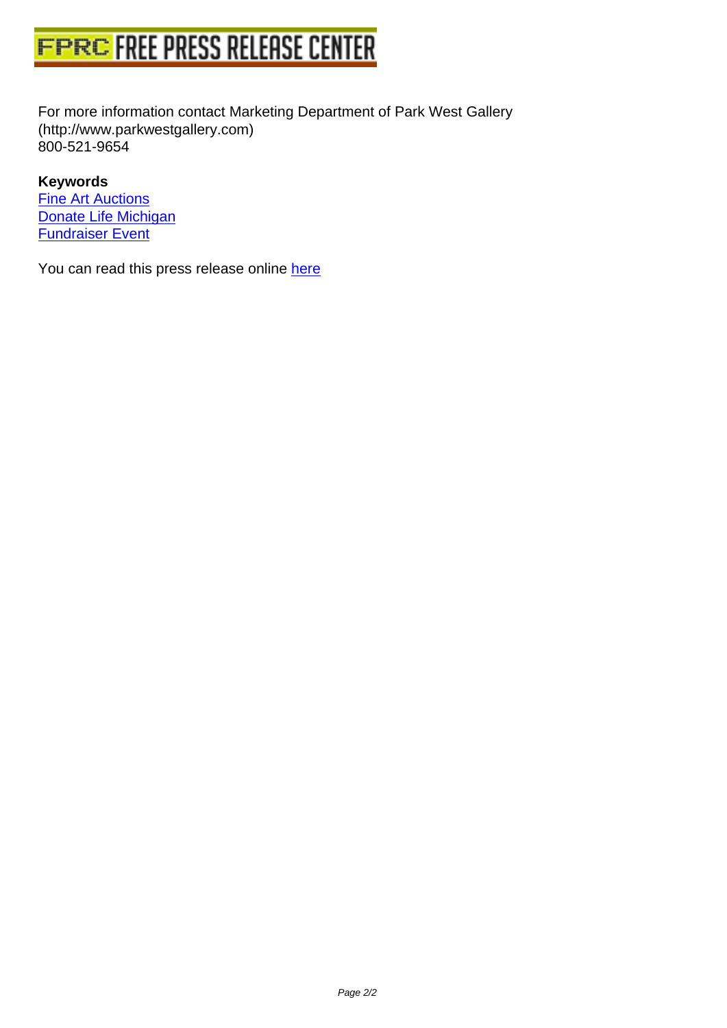For more information contact Marketing Department of Park West Gallery
(http://www.parkwestgallery.com)
800-521-9654

**Keywords**
Fine Art Auctions
Donate Life Michigan
Fundraiser Event

You can read this press release online here